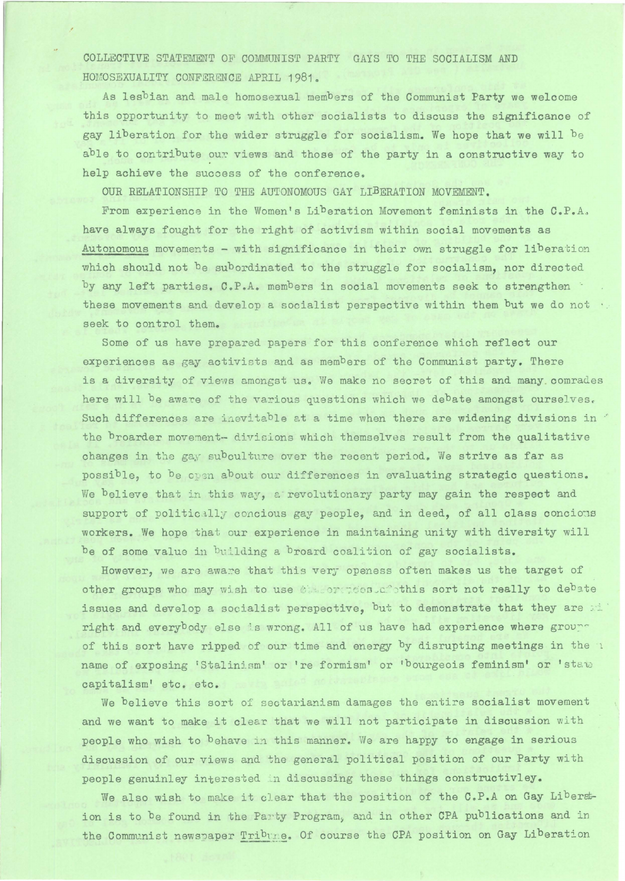COLLECTIVE STATEMENT OF COMMUNIST PARTY GAYS TO THE SOCIALISM AND HOMOSEXUALITY CONFERENCE APRIL 1981.

As lesbian and male homosexual members of the Communist Party we welcome this opportunity to meet with other socialists to discuss the significance of gay liberation for the wider struggle for socialism. We hope that we will be able to contribute our views and those of the party in a constructive way to help achieve the success of the conference.

OUR RELATIONSHIP TO THE AUTONOMOUS GAY LIBERATION MOVEMENT.

From experience in the Women's Liberation Movement feminists in the C.P.A. have always fought for the right of activism within social movements as Autonomous movements - with significance in their own struggle for liberation which should not be subordinated to the struggle for socialism, nor directed by any left parties. C.P.A. members in social movements seek to strengthen these movements and develop a socialist perspective within them but we do not seek to control them.

Some of us have prepared papers for this conference which reflect our experiences as gay activists and as members of the Communist party. There is a diversity of views amongst us. We make no secret of this and many comrades here will be aware of the various questions which we debate amongst ourselves. Such differences are inevitable at a time when there are widening divisions in the broarder movement- divisions which themselves result from the qualitative changes in the gay subculture over the recent period. We strive as far as possible, to be open about our differences in evaluating strategic questions. We believe that in this way, a revolutionary party may gain the respect and support of politically concious gay people, and in deed, of all class concious workers. We hope that our experience in maintaining unity with diversity will be of some value in building a broard coalition of gay socialists.

However, we are aware that this very openess often makes us the target of other groups who may wish to use conferences of this sort not really to debate issues and develop a socialist perspective, but to demonstrate that they are right and everybody else is wrong. All of us have had experience where groups of this sort have ripped of our time and energy by disrupting meetings in the name of exposing 'Stalinism' or 're formism' or 'bourgeois feminism' or 'state capitalism' etc. etc.

We believe this sort of sectarianism damages the entire socialist movement and we want to make it clear that we will not participate in discussion with people who wish to behave in this manner. We are happy to engage in serious discussion of our views and the general political position of our Party with people genuinley interested in discussing these things constructivley.

We also wish to make it clear that the position of the C.P.A on Gay Liberation is to be found in the Party Program, and in other CPA publications and in the Communist newspaper Tribune. Of course the CPA position on Gay Liberation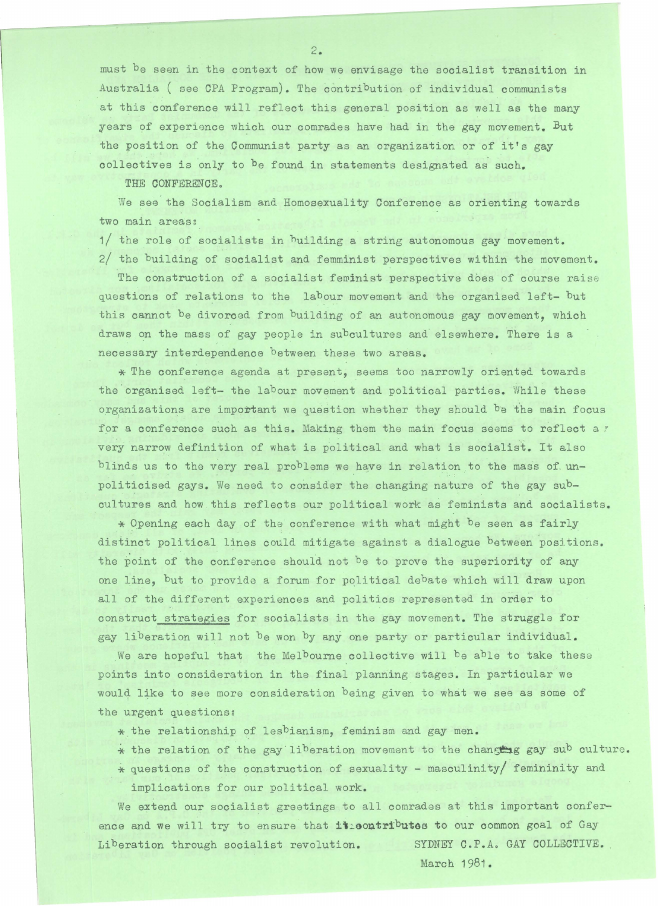must be seen in the context of how we envisage the socialist transition in Australia ( see CPA Program). The contribution of individual communists at this conference will reflect this general position as well as the many years of experience which our comrades have had in the gay movement. But the position of the Communist party as an organization or of it's gay collectives is only to be found in statements designated as such.

THE CONFERENCE.

We see the Socialism and Homosexuality Conference as orienting towards two main areas:

1/ the role of socialists in building a string autonomous gay movement.
2/ the building of socialist and femminist perspectives within the movement.

The construction of a socialist feminist perspective does of course raise questions of relations to the labour movement and the organised left- but this cannot be divorced from building of an autonomous gay movement, which draws on the mass of gay people in subcultures and elsewhere. There is a necessary interdependence between these two areas.

* The conference agenda at present, seems too narrowly oriented towards the organised left- the labour movement and political parties. While these organizations are important we question whether they should be the main focus for a conference such as this. Making them the main focus seems to reflect a very narrow definition of what is political and what is socialist. It also blinds us to the very real problems we have in relation to the mass of un-politicised gays. We need to consider the changing nature of the gay sub-cultures and how this reflects our political work as feminists and socialists.

* Opening each day of the conference with what might be seen as fairly distinct political lines could mitigate against a dialogue between positions. the point of the conference should not be to prove the superiority of any one line, but to provide a forum for political debate which will draw upon all of the different experiences and politics represented in order to construct strategies for socialists in the gay movement. The struggle for gay liberation will not be won by any one party or particular individual.

We are hopeful that the Melbourne collective will be able to take these points into consideration in the final planning stages. In particular we would like to see more consideration being given to what we see as some of the urgent questions:

* the relationship of lesbianism, feminism and gay men.
* the relation of the gay liberation movement to the changing gay sub culture.
* questions of the construction of sexuality - masculinity/ femininity and implications for our political work.

We extend our socialist greetings to all comrades at this important conference and we will try to ensure that it contributes to our common goal of Gay Liberation through socialist revolution.

SYDNEY C.P.A. GAY COLLECTIVE.
March 1981.